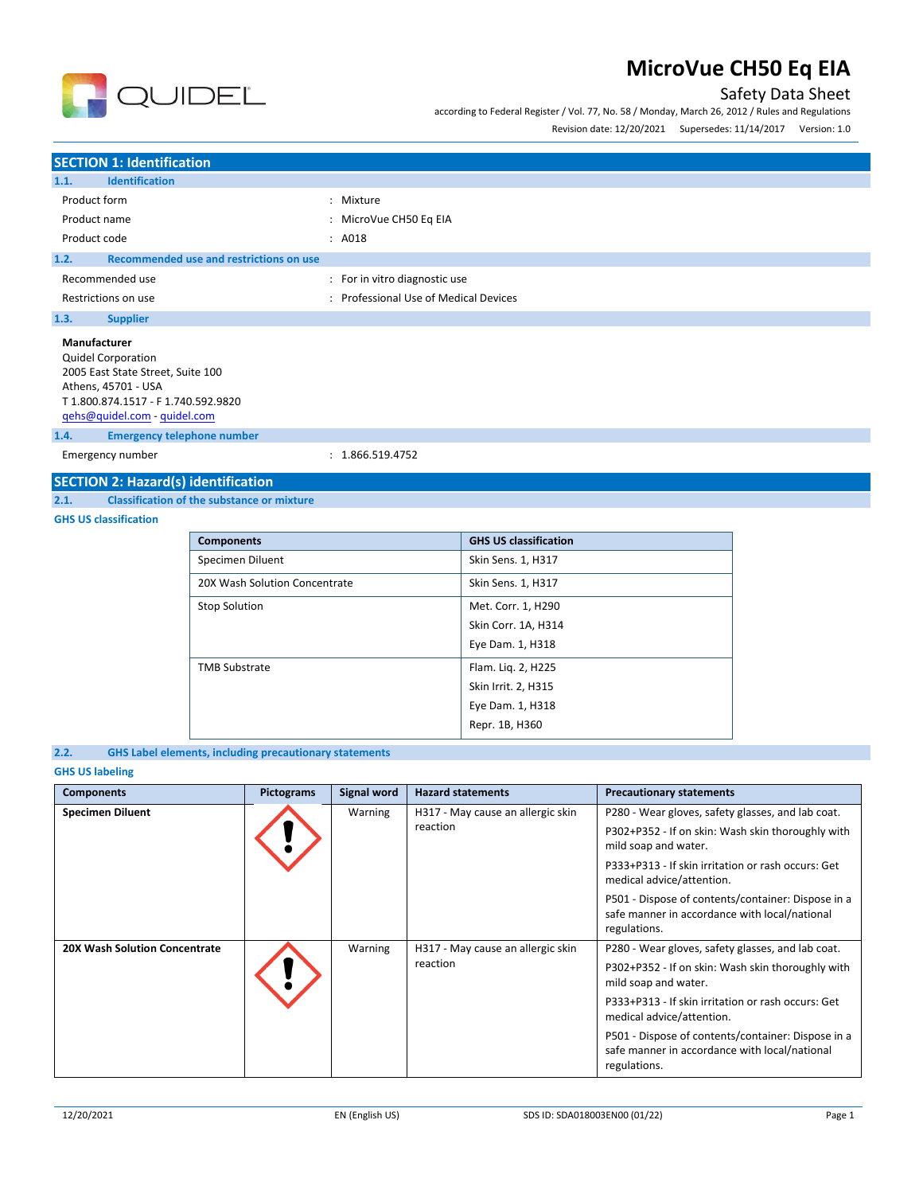# MicroVue CH50 Eq EIA

Safety Data Sheet

according to Federal Register / Vol. 77, No. 58 / Monday, March 26, 2012 / Rules and Regulations

Revision date: 12/20/2021 Supersedes: 11/14/2017 Version: 1.0

## SECTION 1: Identification

### 1.1. Identification

| | |
|---|---|
| Product form | : Mixture |
| Product name | : MicroVue CH50 Eq EIA |
| Product code | : A018 |

### 1.2. Recommended use and restrictions on use

| | |
|---|---|
| Recommended use | : For in vitro diagnostic use |
| Restrictions on use | : Professional Use of Medical Devices |

### 1.3. Supplier

**Manufacturer**
Quidel Corporation
2005 East State Street, Suite 100
Athens, 45701 - USA
T 1.800.874.1517 - F 1.740.592.9820
qehs@quidel.com - quidel.com

### 1.4. Emergency telephone number

| | |
|---|---|
| Emergency number | : 1.866.519.4752 |

## SECTION 2: Hazard(s) identification

### 2.1. Classification of the substance or mixture

**GHS US classification**

| Components | GHS US classification |
|---|---|
| Specimen Diluent | Skin Sens. 1, H317 |
| 20X Wash Solution Concentrate | Skin Sens. 1, H317 |
| Stop Solution | Met. Corr. 1, H290<br>Skin Corr. 1A, H314<br>Eye Dam. 1, H318 |
| TMB Substrate | Flam. Liq. 2, H225<br>Skin Irrit. 2, H315<br>Eye Dam. 1, H318<br>Repr. 1B, H360 |

### 2.2. GHS Label elements, including precautionary statements

**GHS US labeling**

| Components | Pictograms | Signal word | Hazard statements | Precautionary statements |
|---|---|---|---|---|
| **Specimen Diluent** | | Warning | H317 - May cause an allergic skin reaction | P280 - Wear gloves, safety glasses, and lab coat.<br>P302+P352 - If on skin: Wash skin thoroughly with mild soap and water.<br>P333+P313 - If skin irritation or rash occurs: Get medical advice/attention.<br>P501 - Dispose of contents/container: Dispose in a safe manner in accordance with local/national regulations. |
| **20X Wash Solution Concentrate** | | Warning | H317 - May cause an allergic skin reaction | P280 - Wear gloves, safety glasses, and lab coat.<br>P302+P352 - If on skin: Wash skin thoroughly with mild soap and water.<br>P333+P313 - If skin irritation or rash occurs: Get medical advice/attention.<br>P501 - Dispose of contents/container: Dispose in a safe manner in accordance with local/national regulations. |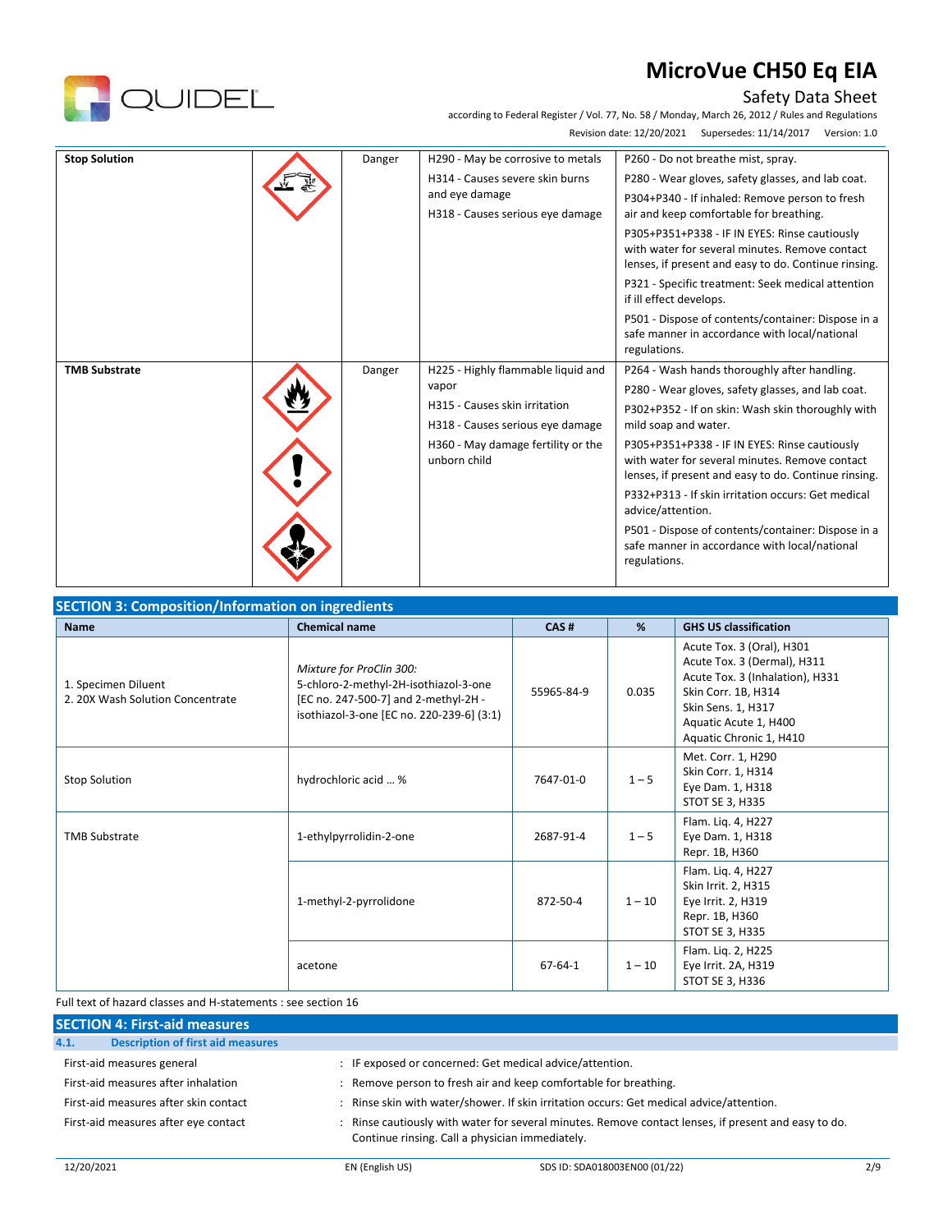| Stop Solution | | Danger | H290 - May be corrosive to metals<br>H314 - Causes severe skin burns and eye damage<br>H318 - Causes serious eye damage | P260 - Do not breathe mist, spray.<br>P280 - Wear gloves, safety glasses, and lab coat.<br>P304+P340 - If inhaled: Remove person to fresh air and keep comfortable for breathing.<br>P305+P351+P338 - IF IN EYES: Rinse cautiously with water for several minutes. Remove contact lenses, if present and easy to do. Continue rinsing.<br>P321 - Specific treatment: Seek medical attention if ill effect develops.<br>P501 - Dispose of contents/container: Dispose in a safe manner in accordance with local/national regulations. |
|---|---|---|---|---|
| **TMB Substrate** | | Danger | H225 - Highly flammable liquid and vapor<br>H315 - Causes skin irritation<br>H318 - Causes serious eye damage<br>H360 - May damage fertility or the unborn child | P264 - Wash hands thoroughly after handling.<br>P280 - Wear gloves, safety glasses, and lab coat.<br>P302+P352 - If on skin: Wash skin thoroughly with mild soap and water.<br>P305+P351+P338 - IF IN EYES: Rinse cautiously with water for several minutes. Remove contact lenses, if present and easy to do. Continue rinsing.<br>P332+P313 - If skin irritation occurs: Get medical advice/attention.<br>P501 - Dispose of contents/container: Dispose in a safe manner in accordance with local/national regulations. |

## SECTION 3: Composition/Information on ingredients

| Name | Chemical name | CAS # | % | GHS US classification |
|---|---|---|---|---|
| 1. Specimen Diluent<br>2. 20X Wash Solution Concentrate | *Mixture for ProClin 300:*<br>5-chloro-2-methyl-2H-isothiazol-3-one [EC no. 247-500-7] and 2-methyl-2H - isothiazol-3-one [EC no. 220-239-6] (3:1) | 55965-84-9 | 0.035 | Acute Tox. 3 (Oral), H301<br>Acute Tox. 3 (Dermal), H311<br>Acute Tox. 3 (Inhalation), H331<br>Skin Corr. 1B, H314<br>Skin Sens. 1, H317<br>Aquatic Acute 1, H400<br>Aquatic Chronic 1, H410 |
| Stop Solution | hydrochloric acid … % | 7647-01-0 | 1 – 5 | Met. Corr. 1, H290<br>Skin Corr. 1, H314<br>Eye Dam. 1, H318<br>STOT SE 3, H335 |
| TMB Substrate | 1-ethylpyrrolidin-2-one | 2687-91-4 | 1 – 5 | Flam. Liq. 4, H227<br>Eye Dam. 1, H318<br>Repr. 1B, H360 |
| | 1-methyl-2-pyrrolidone | 872-50-4 | 1 – 10 | Flam. Liq. 4, H227<br>Skin Irrit. 2, H315<br>Eye Irrit. 2, H319<br>Repr. 1B, H360<br>STOT SE 3, H335 |
| | acetone | 67-64-1 | 1 – 10 | Flam. Liq. 2, H225<br>Eye Irrit. 2A, H319<br>STOT SE 3, H336 |

Full text of hazard classes and H-statements : see section 16

## SECTION 4: First-aid measures

### 4.1. Description of first aid measures

First-aid measures general : IF exposed or concerned: Get medical advice/attention.

First-aid measures after inhalation : Remove person to fresh air and keep comfortable for breathing.

First-aid measures after skin contact : Rinse skin with water/shower. If skin irritation occurs: Get medical advice/attention.

First-aid measures after eye contact : Rinse cautiously with water for several minutes. Remove contact lenses, if present and easy to do. Continue rinsing. Call a physician immediately.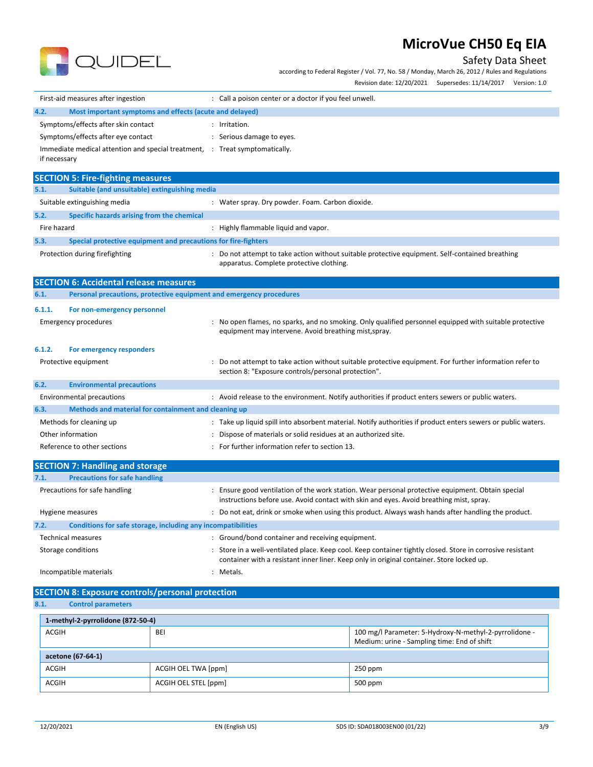First-aid measures after ingestion : Call a poison center or a doctor if you feel unwell.

**4.2. Most important symptoms and effects (acute and delayed)**

Symptoms/effects after skin contact : Irritation.

Symptoms/effects after eye contact : Serious damage to eyes.

Immediate medical attention and special treatment, if necessary : Treat symptomatically.

## SECTION 5: Fire-fighting measures

**5.1. Suitable (and unsuitable) extinguishing media**

Suitable extinguishing media : Water spray. Dry powder. Foam. Carbon dioxide.

**5.2. Specific hazards arising from the chemical**

Fire hazard : Highly flammable liquid and vapor.

**5.3. Special protective equipment and precautions for fire-fighters**

Protection during firefighting : Do not attempt to take action without suitable protective equipment. Self-contained breathing apparatus. Complete protective clothing.

## SECTION 6: Accidental release measures

**6.1. Personal precautions, protective equipment and emergency procedures**

**6.1.1. For non-emergency personnel**

Emergency procedures : No open flames, no sparks, and no smoking. Only qualified personnel equipped with suitable protective equipment may intervene. Avoid breathing mist,spray.

**6.1.2. For emergency responders**

Protective equipment : Do not attempt to take action without suitable protective equipment. For further information refer to section 8: "Exposure controls/personal protection".

**6.2. Environmental precautions**

Environmental precautions : Avoid release to the environment. Notify authorities if product enters sewers or public waters.

**6.3. Methods and material for containment and cleaning up**

Methods for cleaning up : Take up liquid spill into absorbent material. Notify authorities if product enters sewers or public waters.

Other information : Dispose of materials or solid residues at an authorized site.

Reference to other sections : For further information refer to section 13.

## SECTION 7: Handling and storage

**7.1. Precautions for safe handling**

Precautions for safe handling : Ensure good ventilation of the work station. Wear personal protective equipment. Obtain special instructions before use. Avoid contact with skin and eyes. Avoid breathing mist, spray.

Hygiene measures : Do not eat, drink or smoke when using this product. Always wash hands after handling the product.

**7.2. Conditions for safe storage, including any incompatibilities**

Technical measures : Ground/bond container and receiving equipment.

Storage conditions : Store in a well-ventilated place. Keep cool. Keep container tightly closed. Store in corrosive resistant container with a resistant inner liner. Keep only in original container. Store locked up.

Incompatible materials : Metals.

## SECTION 8: Exposure controls/personal protection

**8.1. Control parameters**

| **1-methyl-2-pyrrolidone (872-50-4)** | | |
|---|---|---|
| ACGIH | BEI | 100 mg/l Parameter: 5-Hydroxy-N-methyl-2-pyrrolidone - Medium: urine - Sampling time: End of shift |
| **acetone (67-64-1)** | | |
| ACGIH | ACGIH OEL TWA [ppm] | 250 ppm |
| ACGIH | ACGIH OEL STEL [ppm] | 500 ppm |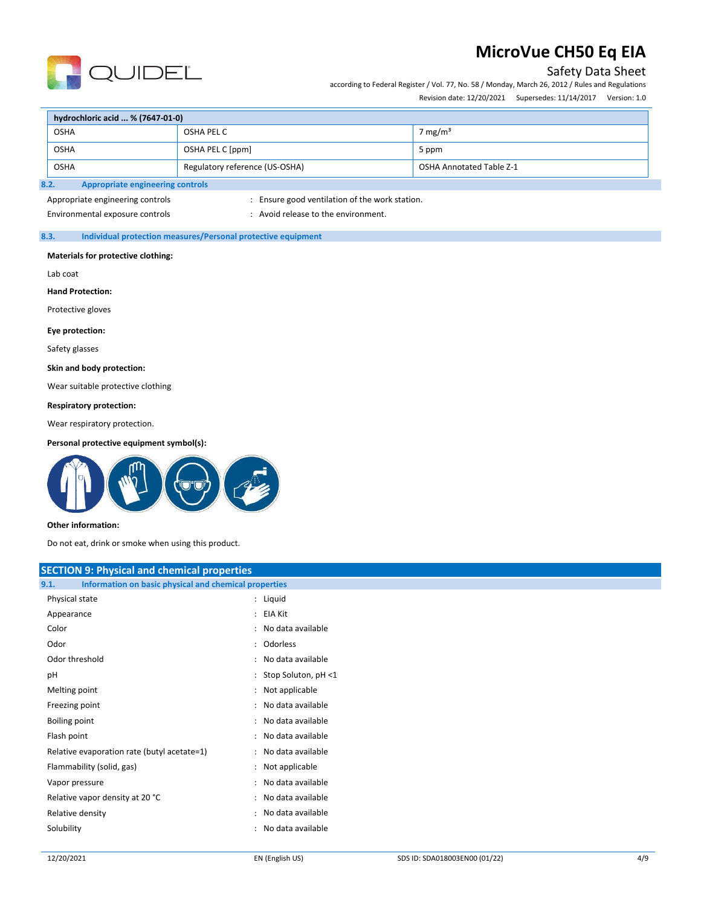| hydrochloric acid ... % (7647-01-0) | | |
|---|---|---|
| OSHA | OSHA PEL C | 7 mg/m³ |
| OSHA | OSHA PEL C [ppm] | 5 ppm |
| OSHA | Regulatory reference (US-OSHA) | OSHA Annotated Table Z-1 |

### 8.2. Appropriate engineering controls

Appropriate engineering controls : Ensure good ventilation of the work station.

Environmental exposure controls : Avoid release to the environment.

### 8.3. Individual protection measures/Personal protective equipment

**Materials for protective clothing:**

Lab coat

**Hand Protection:**

Protective gloves

**Eye protection:**

Safety glasses

**Skin and body protection:**

Wear suitable protective clothing

**Respiratory protection:**

Wear respiratory protection.

**Personal protective equipment symbol(s):**

**Other information:**

Do not eat, drink or smoke when using this product.

## SECTION 9: Physical and chemical properties

### 9.1. Information on basic physical and chemical properties

| | |
|---|---|
| Physical state | : Liquid |
| Appearance | : EIA Kit |
| Color | : No data available |
| Odor | : Odorless |
| Odor threshold | : No data available |
| pH | : Stop Soluton, pH <1 |
| Melting point | : Not applicable |
| Freezing point | : No data available |
| Boiling point | : No data available |
| Flash point | : No data available |
| Relative evaporation rate (butyl acetate=1) | : No data available |
| Flammability (solid, gas) | : Not applicable |
| Vapor pressure | : No data available |
| Relative vapor density at 20 °C | : No data available |
| Relative density | : No data available |
| Solubility | : No data available |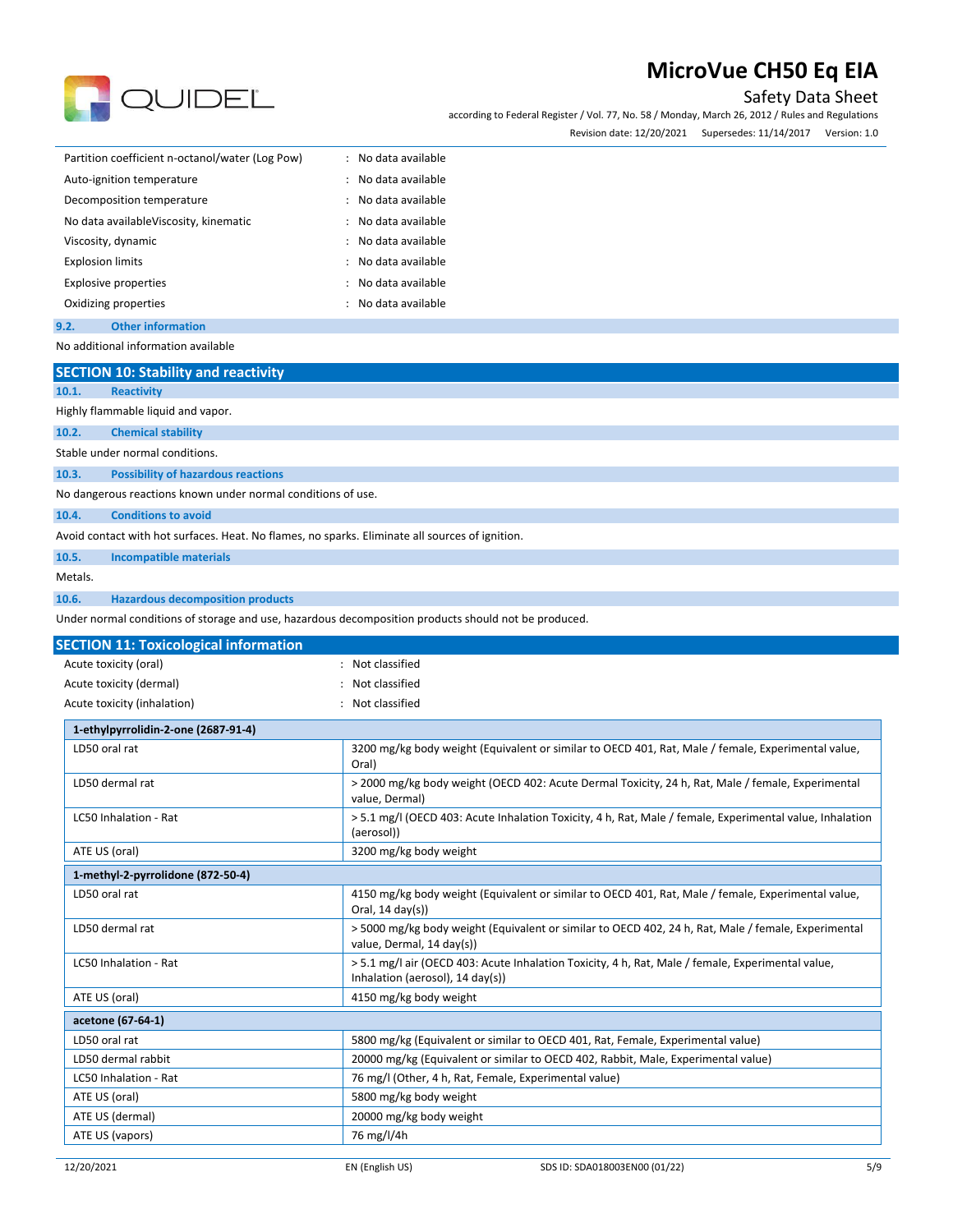| | | |
|---|---|---|
| Partition coefficient n-octanol/water (Log Pow) | : | No data available |
| Auto-ignition temperature | : | No data available |
| Decomposition temperature | : | No data available |
| No data availableViscosity, kinematic | : | No data available |
| Viscosity, dynamic | : | No data available |
| Explosion limits | : | No data available |
| Explosive properties | : | No data available |
| Oxidizing properties | : | No data available |

### 9.2. Other information

No additional information available

## SECTION 10: Stability and reactivity

### 10.1. Reactivity

Highly flammable liquid and vapor.

### 10.2. Chemical stability

Stable under normal conditions.

### 10.3. Possibility of hazardous reactions

No dangerous reactions known under normal conditions of use.

### 10.4. Conditions to avoid

Avoid contact with hot surfaces. Heat. No flames, no sparks. Eliminate all sources of ignition.

### 10.5. Incompatible materials

Metals.

### 10.6. Hazardous decomposition products

Under normal conditions of storage and use, hazardous decomposition products should not be produced.

## SECTION 11: Toxicological information

| | | |
|---|---|---|
| Acute toxicity (oral) | : | Not classified |
| Acute toxicity (dermal) | : | Not classified |
| Acute toxicity (inhalation) | : | Not classified |

| **1-ethylpyrrolidin-2-one (2687-91-4)** | |
|---|---|
| LD50 oral rat | 3200 mg/kg body weight (Equivalent or similar to OECD 401, Rat, Male / female, Experimental value, Oral) |
| LD50 dermal rat | > 2000 mg/kg body weight (OECD 402: Acute Dermal Toxicity, 24 h, Rat, Male / female, Experimental value, Dermal) |
| LC50 Inhalation - Rat | > 5.1 mg/l (OECD 403: Acute Inhalation Toxicity, 4 h, Rat, Male / female, Experimental value, Inhalation (aerosol)) |
| ATE US (oral) | 3200 mg/kg body weight |

| **1-methyl-2-pyrrolidone (872-50-4)** | |
|---|---|
| LD50 oral rat | 4150 mg/kg body weight (Equivalent or similar to OECD 401, Rat, Male / female, Experimental value, Oral, 14 day(s)) |
| LD50 dermal rat | > 5000 mg/kg body weight (Equivalent or similar to OECD 402, 24 h, Rat, Male / female, Experimental value, Dermal, 14 day(s)) |
| LC50 Inhalation - Rat | > 5.1 mg/l air (OECD 403: Acute Inhalation Toxicity, 4 h, Rat, Male / female, Experimental value, Inhalation (aerosol), 14 day(s)) |
| ATE US (oral) | 4150 mg/kg body weight |

| **acetone (67-64-1)** | |
|---|---|
| LD50 oral rat | 5800 mg/kg (Equivalent or similar to OECD 401, Rat, Female, Experimental value) |
| LD50 dermal rabbit | 20000 mg/kg (Equivalent or similar to OECD 402, Rabbit, Male, Experimental value) |
| LC50 Inhalation - Rat | 76 mg/l (Other, 4 h, Rat, Female, Experimental value) |
| ATE US (oral) | 5800 mg/kg body weight |
| ATE US (dermal) | 20000 mg/kg body weight |
| ATE US (vapors) | 76 mg/l/4h |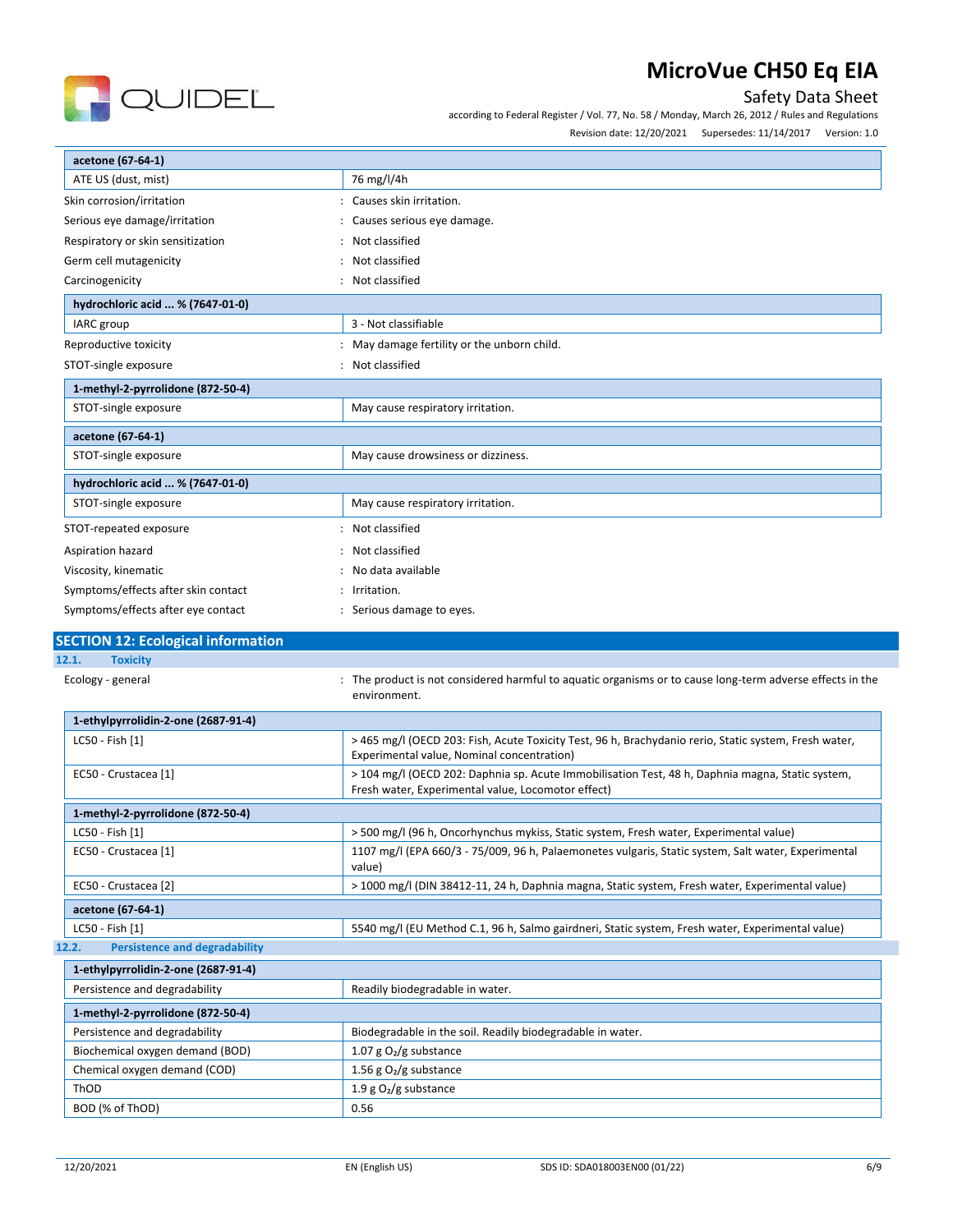| acetone (67-64-1) | |
|---|---|
| ATE US (dust, mist) | 76 mg/l/4h |

Skin corrosion/irritation : Causes skin irritation.

Serious eye damage/irritation : Causes serious eye damage.

Respiratory or skin sensitization : Not classified

Germ cell mutagenicity : Not classified

Carcinogenicity : Not classified

| hydrochloric acid ... % (7647-01-0) | |
|---|---|
| IARC group | 3 - Not classifiable |

Reproductive toxicity : May damage fertility or the unborn child.

STOT-single exposure : Not classified

| 1-methyl-2-pyrrolidone (872-50-4) | |
|---|---|
| STOT-single exposure | May cause respiratory irritation. |

| acetone (67-64-1) | |
|---|---|
| STOT-single exposure | May cause drowsiness or dizziness. |

| hydrochloric acid ... % (7647-01-0) | |
|---|---|
| STOT-single exposure | May cause respiratory irritation. |

STOT-repeated exposure : Not classified

Aspiration hazard : Not classified

Viscosity, kinematic : No data available

Symptoms/effects after skin contact : Irritation.

Symptoms/effects after eye contact : Serious damage to eyes.

## SECTION 12: Ecological information

### 12.1. Toxicity

Ecology - general : The product is not considered harmful to aquatic organisms or to cause long-term adverse effects in the environment.

| 1-ethylpyrrolidin-2-one (2687-91-4) | |
|---|---|
| LC50 - Fish [1] | > 465 mg/l (OECD 203: Fish, Acute Toxicity Test, 96 h, Brachydanio rerio, Static system, Fresh water, Experimental value, Nominal concentration) |
| EC50 - Crustacea [1] | > 104 mg/l (OECD 202: Daphnia sp. Acute Immobilisation Test, 48 h, Daphnia magna, Static system, Fresh water, Experimental value, Locomotor effect) |

| 1-methyl-2-pyrrolidone (872-50-4) | |
|---|---|
| LC50 - Fish [1] | > 500 mg/l (96 h, Oncorhynchus mykiss, Static system, Fresh water, Experimental value) |
| EC50 - Crustacea [1] | 1107 mg/l (EPA 660/3 - 75/009, 96 h, Palaemonetes vulgaris, Static system, Salt water, Experimental value) |
| EC50 - Crustacea [2] | > 1000 mg/l (DIN 38412-11, 24 h, Daphnia magna, Static system, Fresh water, Experimental value) |

| acetone (67-64-1) | |
|---|---|
| LC50 - Fish [1] | 5540 mg/l (EU Method C.1, 96 h, Salmo gairdneri, Static system, Fresh water, Experimental value) |

### 12.2. Persistence and degradability

| 1-ethylpyrrolidin-2-one (2687-91-4) | |
|---|---|
| Persistence and degradability | Readily biodegradable in water. |

| 1-methyl-2-pyrrolidone (872-50-4) | |
|---|---|
| Persistence and degradability | Biodegradable in the soil. Readily biodegradable in water. |
| Biochemical oxygen demand (BOD) | 1.07 g $O_2$/g substance |
| Chemical oxygen demand (COD) | 1.56 g $O_2$/g substance |
| ThOD | 1.9 g $O_2$/g substance |
| BOD (% of ThOD) | 0.56 |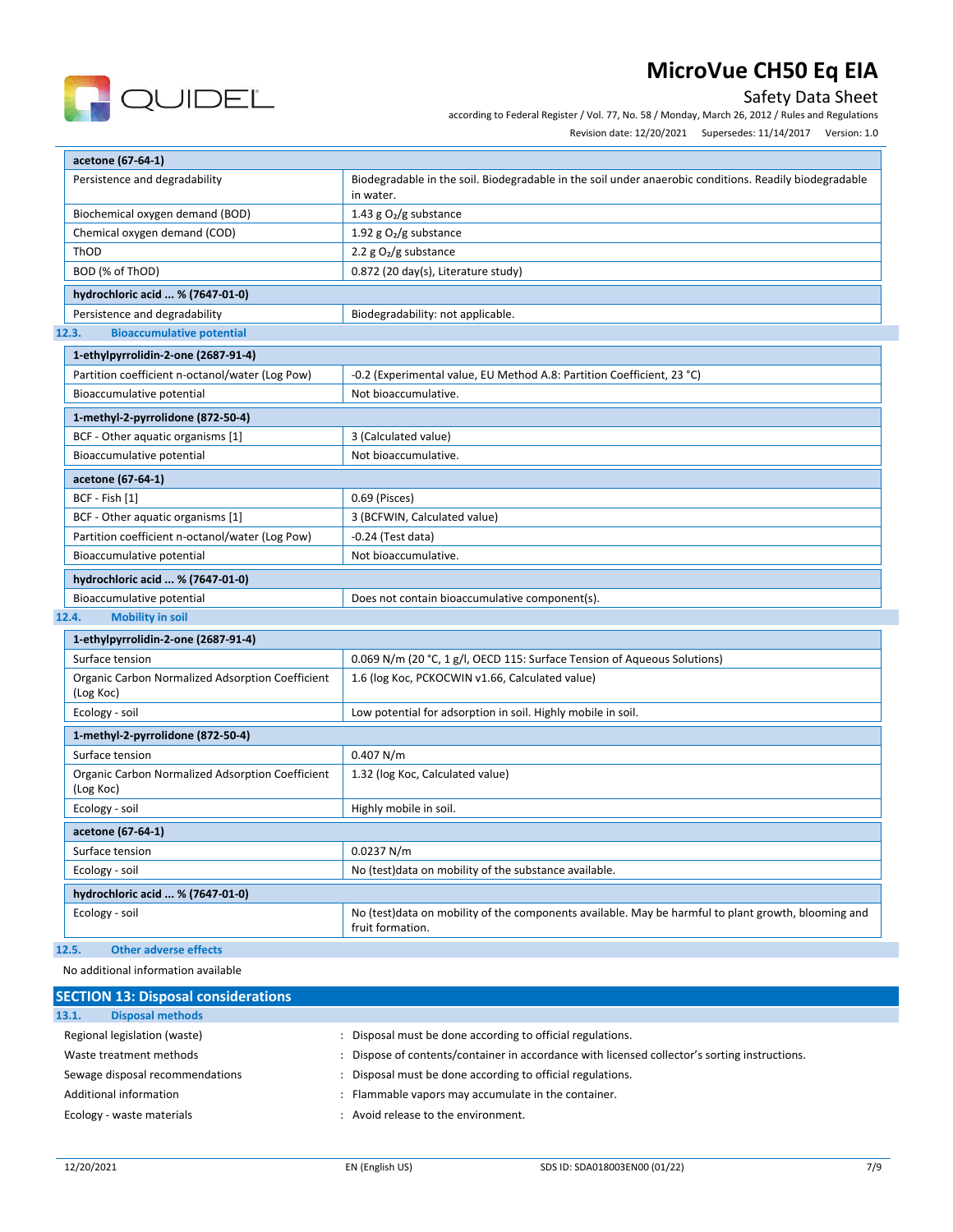| acetone (67-64-1) | |
|---|---|
| Persistence and degradability | Biodegradable in the soil. Biodegradable in the soil under anaerobic conditions. Readily biodegradable in water. |
| Biochemical oxygen demand (BOD) | 1.43 g $O_2$/g substance |
| Chemical oxygen demand (COD) | 1.92 g $O_2$/g substance |
| ThOD | 2.2 g $O_2$/g substance |
| BOD (% of ThOD) | 0.872 (20 day(s), Literature study) |

| hydrochloric acid ... % (7647-01-0) | |
|---|---|
| Persistence and degradability | Biodegradability: not applicable. |

### 12.3. Bioaccumulative potential

| 1-ethylpyrrolidin-2-one (2687-91-4) | |
|---|---|
| Partition coefficient n-octanol/water (Log Pow) | -0.2 (Experimental value, EU Method A.8: Partition Coefficient, 23 °C) |
| Bioaccumulative potential | Not bioaccumulative. |

| 1-methyl-2-pyrrolidone (872-50-4) | |
|---|---|
| BCF - Other aquatic organisms [1] | 3 (Calculated value) |
| Bioaccumulative potential | Not bioaccumulative. |

| acetone (67-64-1) | |
|---|---|
| BCF - Fish [1] | 0.69 (Pisces) |
| BCF - Other aquatic organisms [1] | 3 (BCFWIN, Calculated value) |
| Partition coefficient n-octanol/water (Log Pow) | -0.24 (Test data) |
| Bioaccumulative potential | Not bioaccumulative. |

| hydrochloric acid ... % (7647-01-0) | |
|---|---|
| Bioaccumulative potential | Does not contain bioaccumulative component(s). |

### 12.4. Mobility in soil

| 1-ethylpyrrolidin-2-one (2687-91-4) | |
|---|---|
| Surface tension | 0.069 N/m (20 °C, 1 g/l, OECD 115: Surface Tension of Aqueous Solutions) |
| Organic Carbon Normalized Adsorption Coefficient (Log Koc) | 1.6 (log Koc, PCKOCWIN v1.66, Calculated value) |
| Ecology - soil | Low potential for adsorption in soil. Highly mobile in soil. |

| 1-methyl-2-pyrrolidone (872-50-4) | |
|---|---|
| Surface tension | 0.407 N/m |
| Organic Carbon Normalized Adsorption Coefficient (Log Koc) | 1.32 (log Koc, Calculated value) |
| Ecology - soil | Highly mobile in soil. |

| acetone (67-64-1) | |
|---|---|
| Surface tension | 0.0237 N/m |
| Ecology - soil | No (test)data on mobility of the substance available. |

| hydrochloric acid ... % (7647-01-0) | |
|---|---|
| Ecology - soil | No (test)data on mobility of the components available. May be harmful to plant growth, blooming and fruit formation. |

### 12.5. Other adverse effects

No additional information available

## SECTION 13: Disposal considerations

### 13.1. Disposal methods

Regional legislation (waste) : Disposal must be done according to official regulations.

Waste treatment methods : Dispose of contents/container in accordance with licensed collector's sorting instructions.

Sewage disposal recommendations : Disposal must be done according to official regulations.

Additional information : Flammable vapors may accumulate in the container.

Ecology - waste materials : Avoid release to the environment.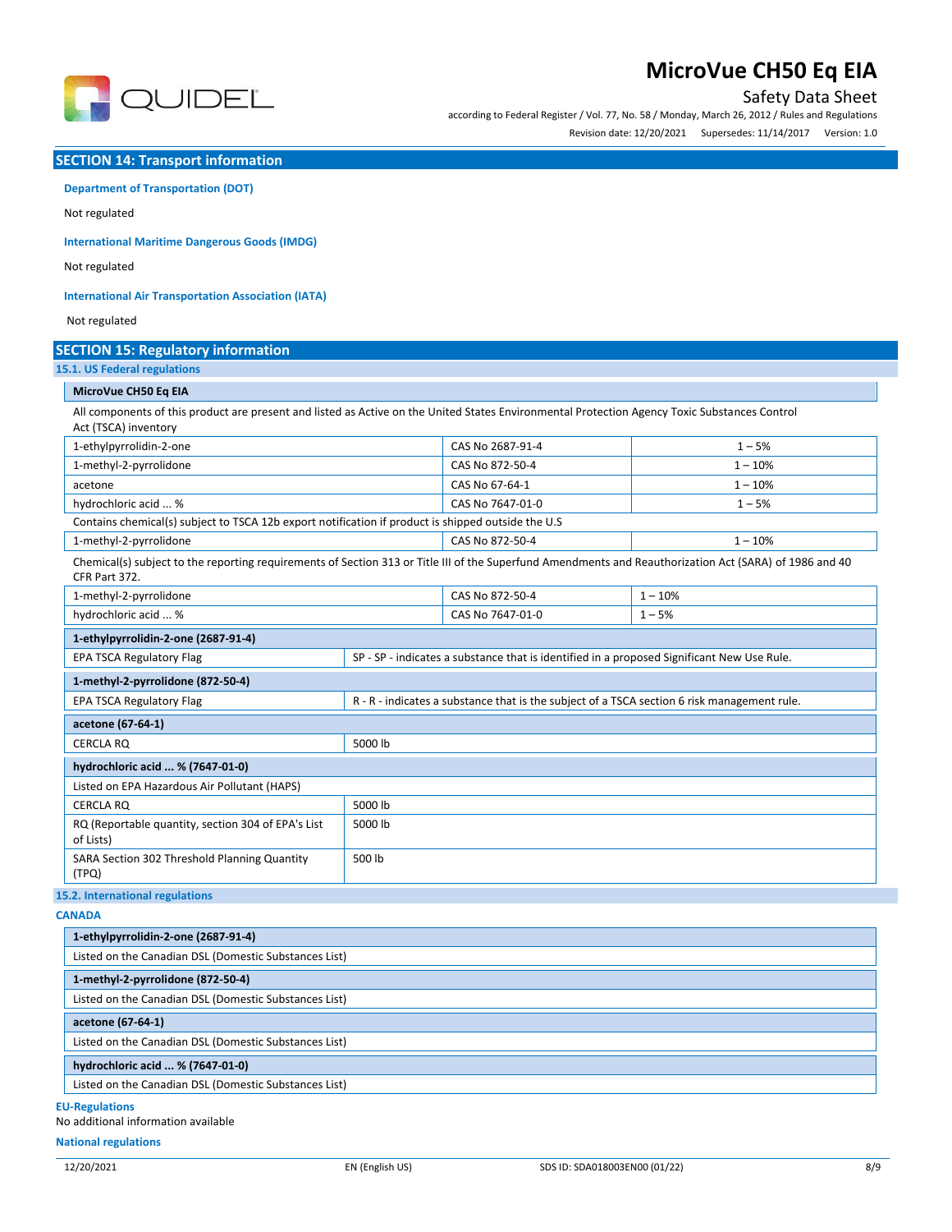## SECTION 14: Transport information

**Department of Transportation (DOT)**

Not regulated

**International Maritime Dangerous Goods (IMDG)**

Not regulated

**International Air Transportation Association (IATA)**

Not regulated

## SECTION 15: Regulatory information

### 15.1. US Federal regulations

**MicroVue CH50 Eq EIA**

All components of this product are present and listed as Active on the United States Environmental Protection Agency Toxic Substances Control Act (TSCA) inventory

| | | |
|---|---|---|
| 1-ethylpyrrolidin-2-one | CAS No 2687-91-4 | 1 – 5% |
| 1-methyl-2-pyrrolidone | CAS No 872-50-4 | 1 – 10% |
| acetone | CAS No 67-64-1 | 1 – 10% |
| hydrochloric acid ... % | CAS No 7647-01-0 | 1 – 5% |

Contains chemical(s) subject to TSCA 12b export notification if product is shipped outside the U.S

| | | |
|---|---|---|
| 1-methyl-2-pyrrolidone | CAS No 872-50-4 | 1 – 10% |

Chemical(s) subject to the reporting requirements of Section 313 or Title III of the Superfund Amendments and Reauthorization Act (SARA) of 1986 and 40 CFR Part 372.

| | | |
|---|---|---|
| 1-methyl-2-pyrrolidone | CAS No 872-50-4 | 1 – 10% |
| hydrochloric acid ... % | CAS No 7647-01-0 | 1 – 5% |

| **1-ethylpyrrolidin-2-one (2687-91-4)** | |
|---|---|
| EPA TSCA Regulatory Flag | SP - SP - indicates a substance that is identified in a proposed Significant New Use Rule. |

| **1-methyl-2-pyrrolidone (872-50-4)** | |
|---|---|
| EPA TSCA Regulatory Flag | R - R - indicates a substance that is the subject of a TSCA section 6 risk management rule. |

| **acetone (67-64-1)** | |
|---|---|
| CERCLA RQ | 5000 lb |

| **hydrochloric acid ... % (7647-01-0)** | |
|---|---|
| Listed on EPA Hazardous Air Pollutant (HAPS) | |
| CERCLA RQ | 5000 lb |
| RQ (Reportable quantity, section 304 of EPA's List of Lists) | 5000 lb |
| SARA Section 302 Threshold Planning Quantity (TPQ) | 500 lb |

### 15.2. International regulations

**CANADA**

| **1-ethylpyrrolidin-2-one (2687-91-4)** |
|---|
| Listed on the Canadian DSL (Domestic Substances List) |

| **1-methyl-2-pyrrolidone (872-50-4)** |
|---|
| Listed on the Canadian DSL (Domestic Substances List) |

| **acetone (67-64-1)** |
|---|
| Listed on the Canadian DSL (Domestic Substances List) |

| **hydrochloric acid ... % (7647-01-0)** |
|---|
| Listed on the Canadian DSL (Domestic Substances List) |

**EU-Regulations**

No additional information available

**National regulations**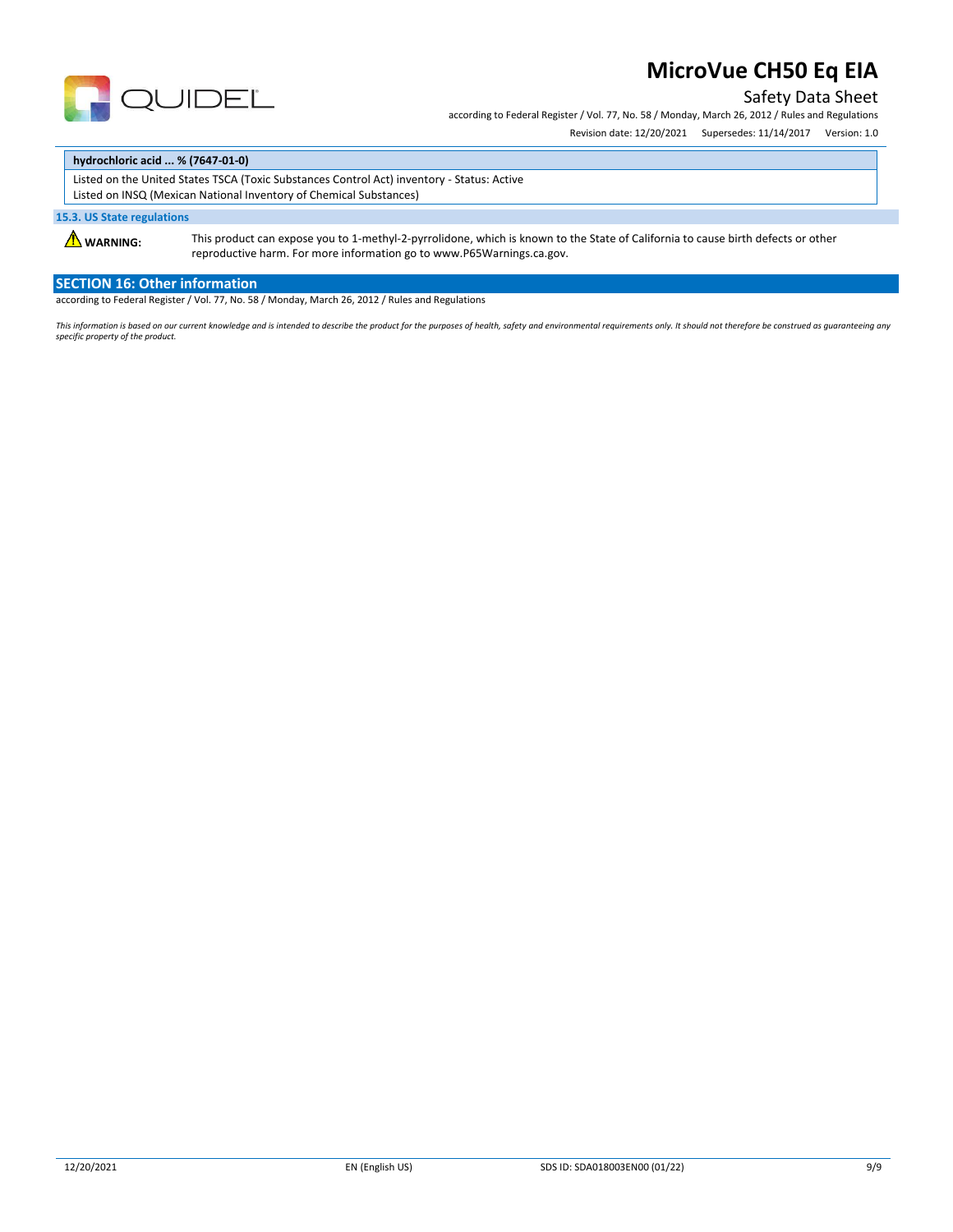**hydrochloric acid ... % (7647-01-0)**

Listed on the United States TSCA (Toxic Substances Control Act) inventory - Status: Active
Listed on INSQ (Mexican National Inventory of Chemical Substances)

### 15.3. US State regulations

**WARNING:** This product can expose you to 1-methyl-2-pyrrolidone, which is known to the State of California to cause birth defects or other reproductive harm. For more information go to www.P65Warnings.ca.gov.

## SECTION 16: Other information

according to Federal Register / Vol. 77, No. 58 / Monday, March 26, 2012 / Rules and Regulations

*This information is based on our current knowledge and is intended to describe the product for the purposes of health, safety and environmental requirements only. It should not therefore be construed as guaranteeing any specific property of the product.*